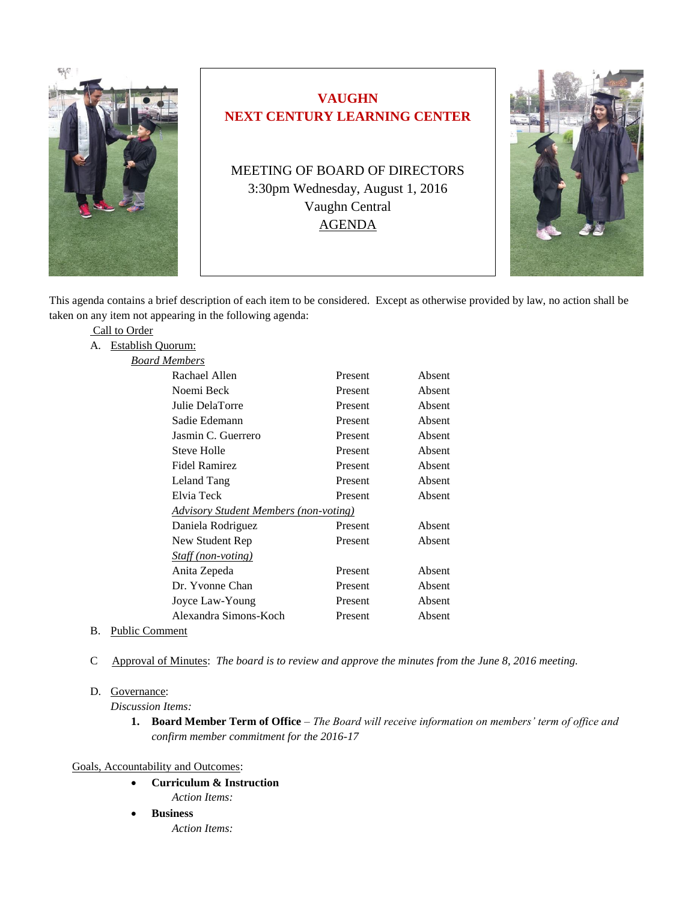# VAUGHN
# NEXT CENTURY LEARNING CENTER

MEETING OF BOARD OF DIRECTORS
3:30pm Wednesday, August 1, 2016
Vaughn Central
AGENDA

This agenda contains a brief description of each item to be considered. Except as otherwise provided by law, no action shall be taken on any item not appearing in the following agenda:

Call to Order

A. Establish Quorum:

*Board Members*

| | | |
|---|---|---|
| Rachael Allen | Present | Absent |
| Noemi Beck | Present | Absent |
| Julie DelaTorre | Present | Absent |
| Sadie Edemann | Present | Absent |
| Jasmin C. Guerrero | Present | Absent |
| Steve Holle | Present | Absent |
| Fidel Ramirez | Present | Absent |
| Leland Tang | Present | Absent |
| Elvia Teck | Present | Absent |
| *Advisory Student Members (non-voting)* | | |
| Daniela Rodriguez | Present | Absent |
| New Student Rep | Present | Absent |
| *Staff (non-voting)* | | |
| Anita Zepeda | Present | Absent |
| Dr. Yvonne Chan | Present | Absent |
| Joyce Law-Young | Present | Absent |
| Alexandra Simons-Koch | Present | Absent |

B. Public Comment

C Approval of Minutes: *The board is to review and approve the minutes from the June 8, 2016 meeting.*

D. Governance:

*Discussion Items:*

1. **Board Member Term of Office** – *The Board will receive information on members' term of office and confirm member commitment for the 2016-17*

Goals, Accountability and Outcomes:

- **Curriculum & Instruction**

  *Action Items:*

- **Business**

  *Action Items:*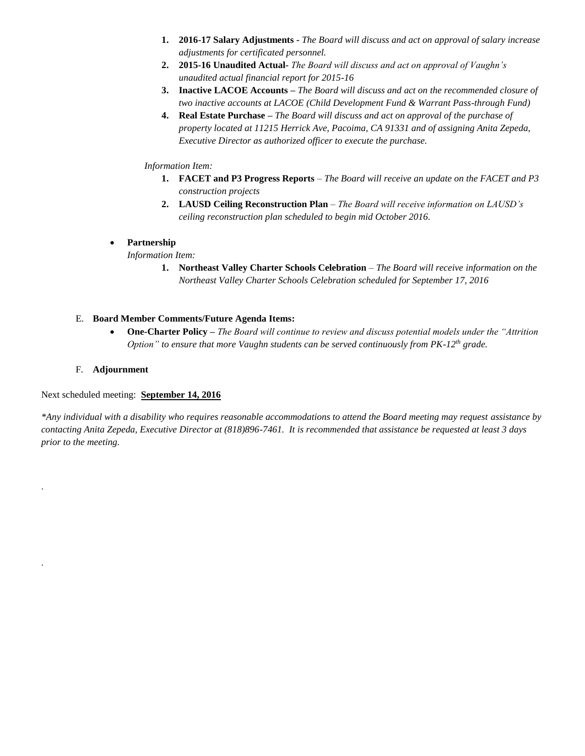1. **2016-17 Salary Adjustments** - *The Board will discuss and act on approval of salary increase adjustments for certificated personnel.*
2. **2015-16 Unaudited Actual**- *The Board will discuss and act on approval of Vaughn's unaudited actual financial report for 2015-16*
3. **Inactive LACOE Accounts –** *The Board will discuss and act on the recommended closure of two inactive accounts at LACOE (Child Development Fund & Warrant Pass-through Fund)*
4. **Real Estate Purchase –** *The Board will discuss and act on approval of the purchase of property located at 11215 Herrick Ave, Pacoima, CA 91331 and of assigning Anita Zepeda, Executive Director as authorized officer to execute the purchase.*

*Information Item:*

1. **FACET and P3 Progress Reports** – *The Board will receive an update on the FACET and P3 construction projects*
2. **LAUSD Ceiling Reconstruction Plan** – *The Board will receive information on LAUSD's ceiling reconstruction plan scheduled to begin mid October 2016.*

- **Partnership**

  *Information Item:*

  1. **Northeast Valley Charter Schools Celebration** – *The Board will receive information on the Northeast Valley Charter Schools Celebration scheduled for September 17, 2016*

E. **Board Member Comments/Future Agenda Items:**

- **One-Charter Policy –** *The Board will continue to review and discuss potential models under the "Attrition Option" to ensure that more Vaughn students can be served continuously from PK-12th grade.*

F. **Adjournment**

Next scheduled meeting: **<u>September 14, 2016</u>**

*\*Any individual with a disability who requires reasonable accommodations to attend the Board meeting may request assistance by contacting Anita Zepeda, Executive Director at (818)896-7461. It is recommended that assistance be requested at least 3 days prior to the meeting.*